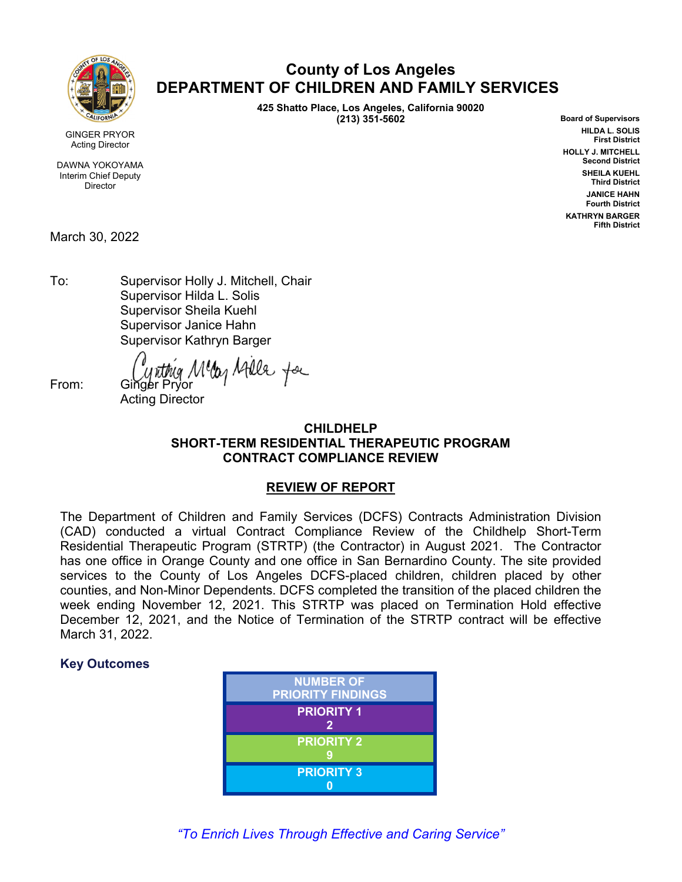# County of Los Angeles
# DEPARTMENT OF CHILDREN AND FAMILY SERVICES

**425 Shatto Place, Los Angeles, California 90020**
**(213) 351-5602**

GINGER PRYOR
Acting Director

DAWNA YOKOYAMA
Interim Chief Deputy Director

**Board of Supervisors**
**HILDA L. SOLIS**
**First District**
**HOLLY J. MITCHELL**
**Second District**
**SHEILA KUEHL**
**Third District**
**JANICE HAHN**
**Fourth District**
**KATHRYN BARGER**
**Fifth District**

March 30, 2022

To: Supervisor Holly J. Mitchell, Chair
Supervisor Hilda L. Solis
Supervisor Sheila Kuehl
Supervisor Janice Hahn
Supervisor Kathryn Barger

From: Ginger Pryor (signed Cynthia McCoy Miller for)
Acting Director

## CHILDHELP
## SHORT-TERM RESIDENTIAL THERAPEUTIC PROGRAM
## CONTRACT COMPLIANCE REVIEW

### REVIEW OF REPORT

The Department of Children and Family Services (DCFS) Contracts Administration Division (CAD) conducted a virtual Contract Compliance Review of the Childhelp Short-Term Residential Therapeutic Program (STRTP) (the Contractor) in August 2021. The Contractor has one office in Orange County and one office in San Bernardino County. The site provided services to the County of Los Angeles DCFS-placed children, children placed by other counties, and Non-Minor Dependents. DCFS completed the transition of the placed children the week ending November 12, 2021. This STRTP was placed on Termination Hold effective December 12, 2021, and the Notice of Termination of the STRTP contract will be effective March 31, 2022.

### Key Outcomes

| NUMBER OF PRIORITY FINDINGS |
| --- |
| PRIORITY 1<br>2 |
| PRIORITY 2<br>9 |
| PRIORITY 3<br>0 |

*"To Enrich Lives Through Effective and Caring Service"*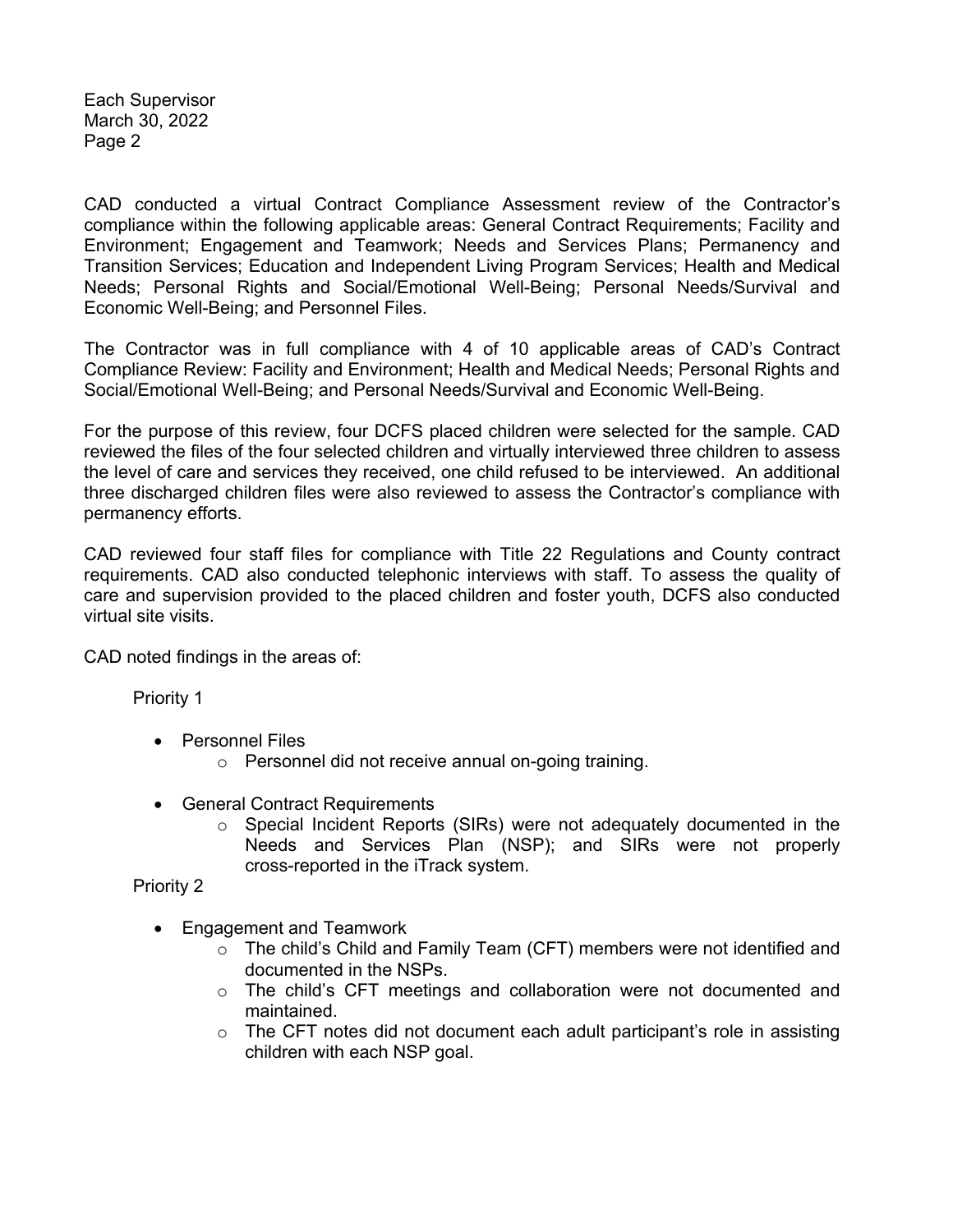CAD conducted a virtual Contract Compliance Assessment review of the Contractor's compliance within the following applicable areas: General Contract Requirements; Facility and Environment; Engagement and Teamwork; Needs and Services Plans; Permanency and Transition Services; Education and Independent Living Program Services; Health and Medical Needs; Personal Rights and Social/Emotional Well-Being; Personal Needs/Survival and Economic Well-Being; and Personnel Files.

The Contractor was in full compliance with 4 of 10 applicable areas of CAD's Contract Compliance Review: Facility and Environment; Health and Medical Needs; Personal Rights and Social/Emotional Well-Being; and Personal Needs/Survival and Economic Well-Being.

For the purpose of this review, four DCFS placed children were selected for the sample. CAD reviewed the files of the four selected children and virtually interviewed three children to assess the level of care and services they received, one child refused to be interviewed. An additional three discharged children files were also reviewed to assess the Contractor's compliance with permanency efforts.

CAD reviewed four staff files for compliance with Title 22 Regulations and County contract requirements. CAD also conducted telephonic interviews with staff. To assess the quality of care and supervision provided to the placed children and foster youth, DCFS also conducted virtual site visits.

CAD noted findings in the areas of:

Priority 1

- Personnel Files
  - Personnel did not receive annual on-going training.

- General Contract Requirements
  - Special Incident Reports (SIRs) were not adequately documented in the Needs and Services Plan (NSP); and SIRs were not properly cross-reported in the iTrack system.

Priority 2

- Engagement and Teamwork
  - The child's Child and Family Team (CFT) members were not identified and documented in the NSPs.
  - The child's CFT meetings and collaboration were not documented and maintained.
  - The CFT notes did not document each adult participant's role in assisting children with each NSP goal.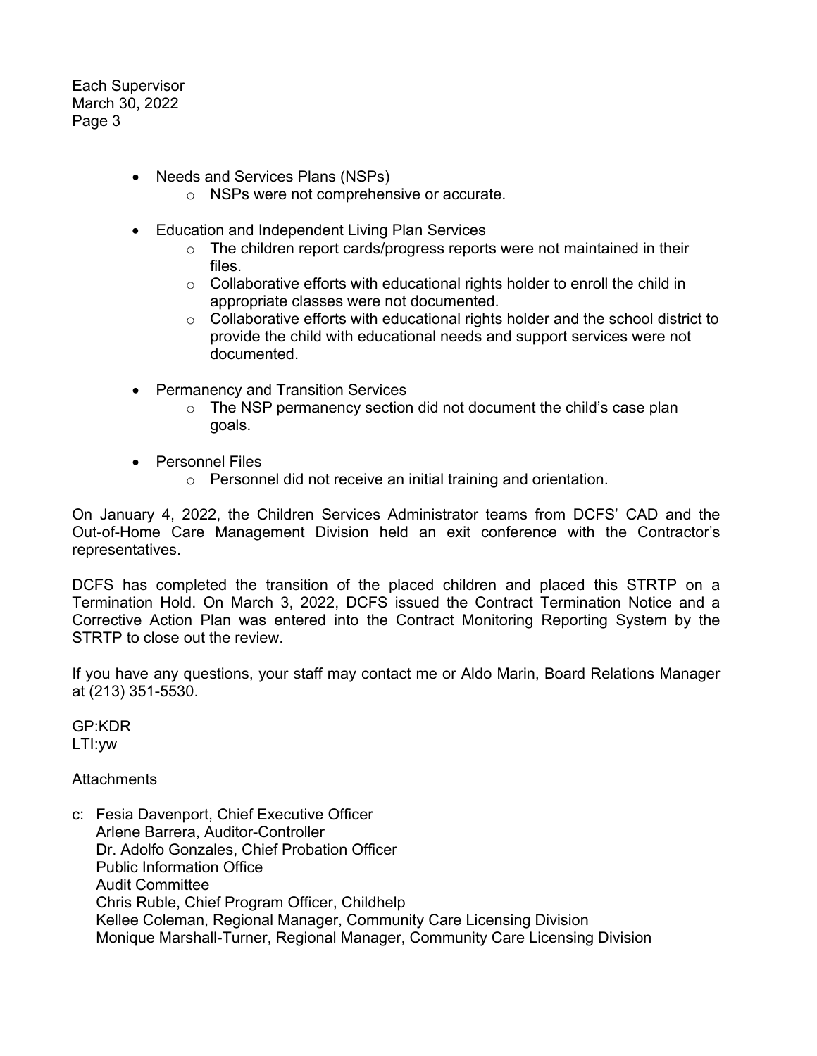- Needs and Services Plans (NSPs)
  - NSPs were not comprehensive or accurate.

- Education and Independent Living Plan Services
  - The children report cards/progress reports were not maintained in their files.
  - Collaborative efforts with educational rights holder to enroll the child in appropriate classes were not documented.
  - Collaborative efforts with educational rights holder and the school district to provide the child with educational needs and support services were not documented.

- Permanency and Transition Services
  - The NSP permanency section did not document the child's case plan goals.

- Personnel Files
  - Personnel did not receive an initial training and orientation.

On January 4, 2022, the Children Services Administrator teams from DCFS' CAD and the Out-of-Home Care Management Division held an exit conference with the Contractor's representatives.

DCFS has completed the transition of the placed children and placed this STRTP on a Termination Hold. On March 3, 2022, DCFS issued the Contract Termination Notice and a Corrective Action Plan was entered into the Contract Monitoring Reporting System by the STRTP to close out the review.

If you have any questions, your staff may contact me or Aldo Marin, Board Relations Manager at (213) 351-5530.

GP:KDR
LTI:yw

Attachments

c: Fesia Davenport, Chief Executive Officer
Arlene Barrera, Auditor-Controller
Dr. Adolfo Gonzales, Chief Probation Officer
Public Information Office
Audit Committee
Chris Ruble, Chief Program Officer, Childhelp
Kellee Coleman, Regional Manager, Community Care Licensing Division
Monique Marshall-Turner, Regional Manager, Community Care Licensing Division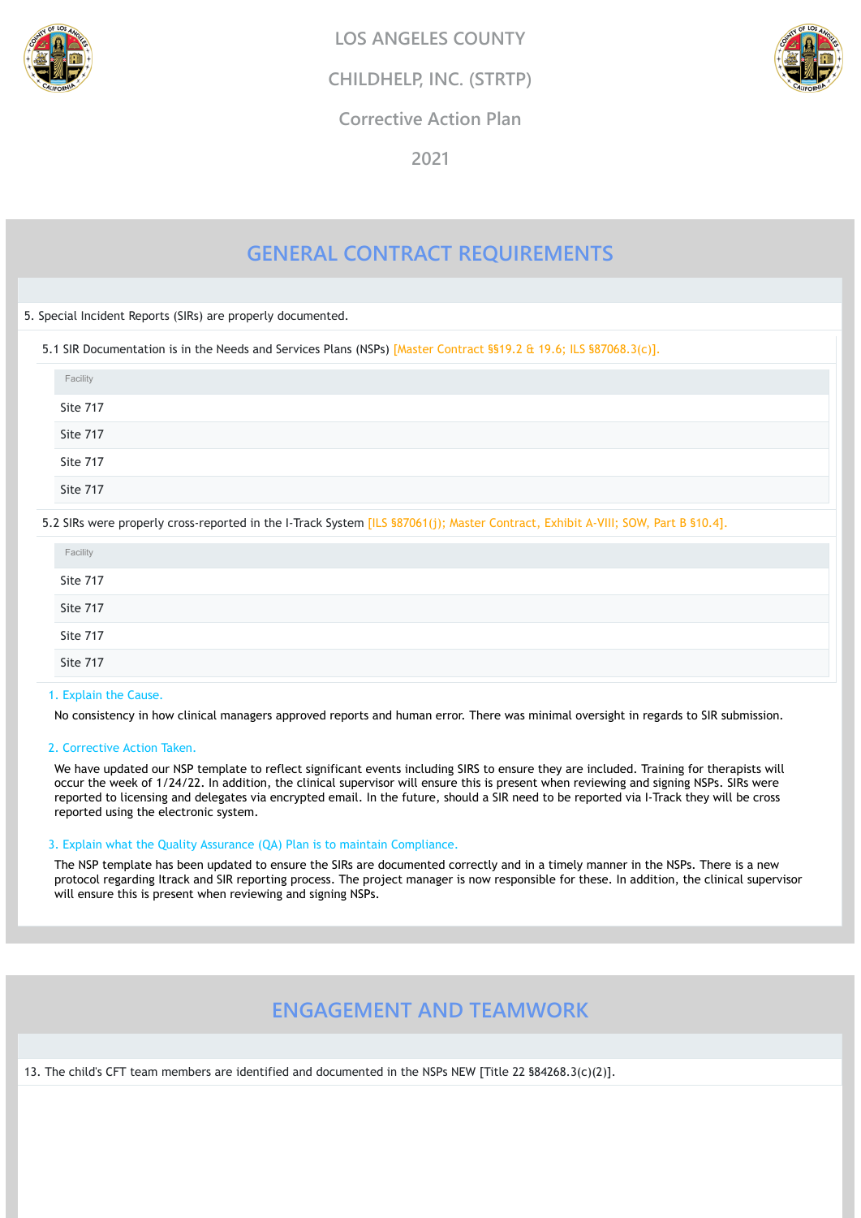LOS ANGELES COUNTY

CHILDHELP, INC. (STRTP)

Corrective Action Plan

2021

## GENERAL CONTRACT REQUIREMENTS

5. Special Incident Reports (SIRs) are properly documented.

5.1 SIR Documentation is in the Needs and Services Plans (NSPs) [Master Contract §§19.2 & 19.6; ILS §87068.3(c)].

| Facility |
|---|
| Site 717 |
| Site 717 |
| Site 717 |
| Site 717 |

5.2 SIRs were properly cross-reported in the I-Track System [ILS §87061(j); Master Contract, Exhibit A-VIII; SOW, Part B §10.4].

| Facility |
|---|
| Site 717 |
| Site 717 |
| Site 717 |
| Site 717 |

1. Explain the Cause.

No consistency in how clinical managers approved reports and human error. There was minimal oversight in regards to SIR submission.

2. Corrective Action Taken.

We have updated our NSP template to reflect significant events including SIRS to ensure they are included. Training for therapists will occur the week of 1/24/22. In addition, the clinical supervisor will ensure this is present when reviewing and signing NSPs. SIRs were reported to licensing and delegates via encrypted email. In the future, should a SIR need to be reported via I-Track they will be cross reported using the electronic system.

3. Explain what the Quality Assurance (QA) Plan is to maintain Compliance.

The NSP template has been updated to ensure the SIRs are documented correctly and in a timely manner in the NSPs. There is a new protocol regarding Itrack and SIR reporting process. The project manager is now responsible for these. In addition, the clinical supervisor will ensure this is present when reviewing and signing NSPs.

## ENGAGEMENT AND TEAMWORK

13. The child's CFT team members are identified and documented in the NSPs NEW [Title 22 §84268.3(c)(2)].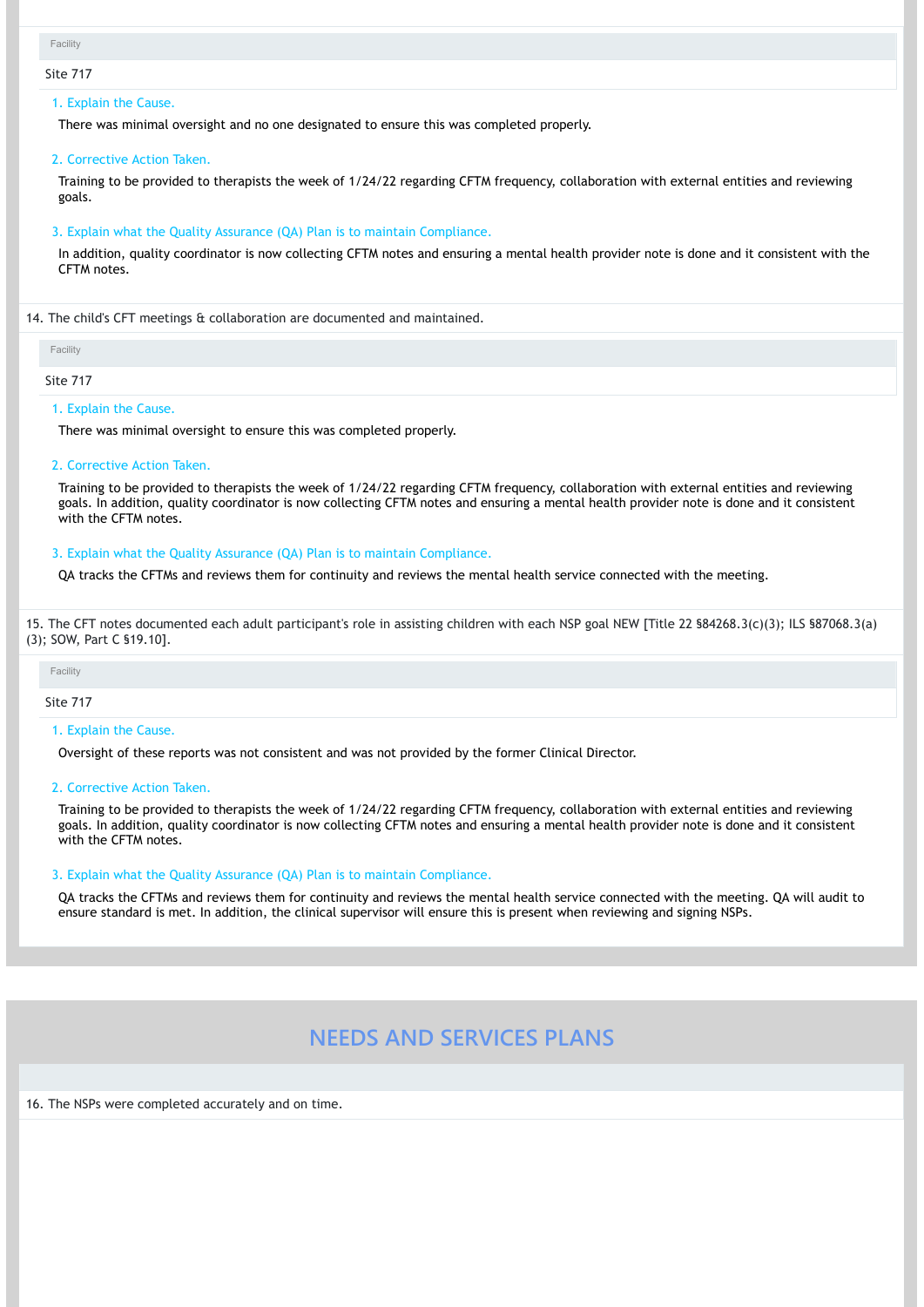Facility

Site 717

1. Explain the Cause.

There was minimal oversight and no one designated to ensure this was completed properly.

2. Corrective Action Taken.

Training to be provided to therapists the week of 1/24/22 regarding CFTM frequency, collaboration with external entities and reviewing goals.

3. Explain what the Quality Assurance (QA) Plan is to maintain Compliance.

In addition, quality coordinator is now collecting CFTM notes and ensuring a mental health provider note is done and it consistent with the CFTM notes.

14. The child's CFT meetings & collaboration are documented and maintained.

Facility

Site 717

1. Explain the Cause.

There was minimal oversight to ensure this was completed properly.

2. Corrective Action Taken.

Training to be provided to therapists the week of 1/24/22 regarding CFTM frequency, collaboration with external entities and reviewing goals. In addition, quality coordinator is now collecting CFTM notes and ensuring a mental health provider note is done and it consistent with the CFTM notes.

3. Explain what the Quality Assurance (QA) Plan is to maintain Compliance.

QA tracks the CFTMs and reviews them for continuity and reviews the mental health service connected with the meeting.

15. The CFT notes documented each adult participant's role in assisting children with each NSP goal NEW [Title 22 §84268.3(c)(3); ILS §87068.3(a)(3); SOW, Part C §19.10].

Facility

Site 717

1. Explain the Cause.

Oversight of these reports was not consistent and was not provided by the former Clinical Director.

2. Corrective Action Taken.

Training to be provided to therapists the week of 1/24/22 regarding CFTM frequency, collaboration with external entities and reviewing goals. In addition, quality coordinator is now collecting CFTM notes and ensuring a mental health provider note is done and it consistent with the CFTM notes.

3. Explain what the Quality Assurance (QA) Plan is to maintain Compliance.

QA tracks the CFTMs and reviews them for continuity and reviews the mental health service connected with the meeting. QA will audit to ensure standard is met. In addition, the clinical supervisor will ensure this is present when reviewing and signing NSPs.

## NEEDS AND SERVICES PLANS

16. The NSPs were completed accurately and on time.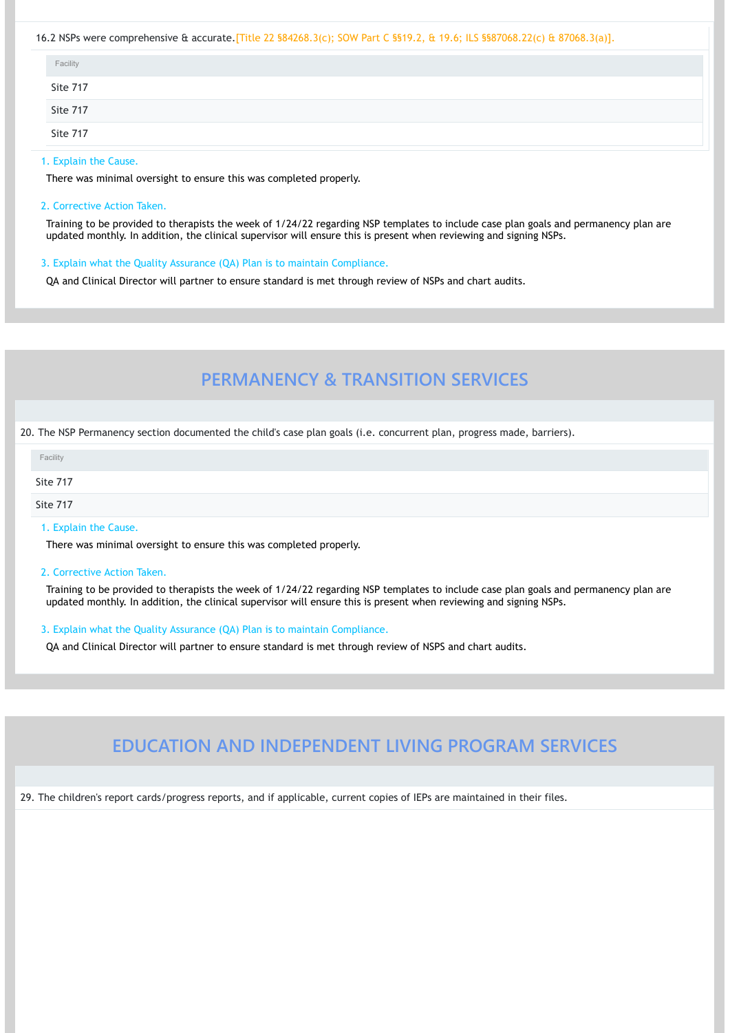16.2 NSPs were comprehensive & accurate.[Title 22 §84268.3(c); SOW Part C §§19.2, & 19.6; ILS §§87068.22(c) & 87068.3(a)].

| Facility |
| --- |
| Site 717 |
| Site 717 |
| Site 717 |

1. Explain the Cause.

There was minimal oversight to ensure this was completed properly.

2. Corrective Action Taken.

Training to be provided to therapists the week of 1/24/22 regarding NSP templates to include case plan goals and permanency plan are updated monthly. In addition, the clinical supervisor will ensure this is present when reviewing and signing NSPs.

3. Explain what the Quality Assurance (QA) Plan is to maintain Compliance.

QA and Clinical Director will partner to ensure standard is met through review of NSPs and chart audits.

## PERMANENCY & TRANSITION SERVICES

20. The NSP Permanency section documented the child's case plan goals (i.e. concurrent plan, progress made, barriers).

| Facility |
| --- |
| Site 717 |
| Site 717 |

1. Explain the Cause.

There was minimal oversight to ensure this was completed properly.

2. Corrective Action Taken.

Training to be provided to therapists the week of 1/24/22 regarding NSP templates to include case plan goals and permanency plan are updated monthly. In addition, the clinical supervisor will ensure this is present when reviewing and signing NSPs.

3. Explain what the Quality Assurance (QA) Plan is to maintain Compliance.

QA and Clinical Director will partner to ensure standard is met through review of NSPS and chart audits.

## EDUCATION AND INDEPENDENT LIVING PROGRAM SERVICES

29. The children's report cards/progress reports, and if applicable, current copies of IEPs are maintained in their files.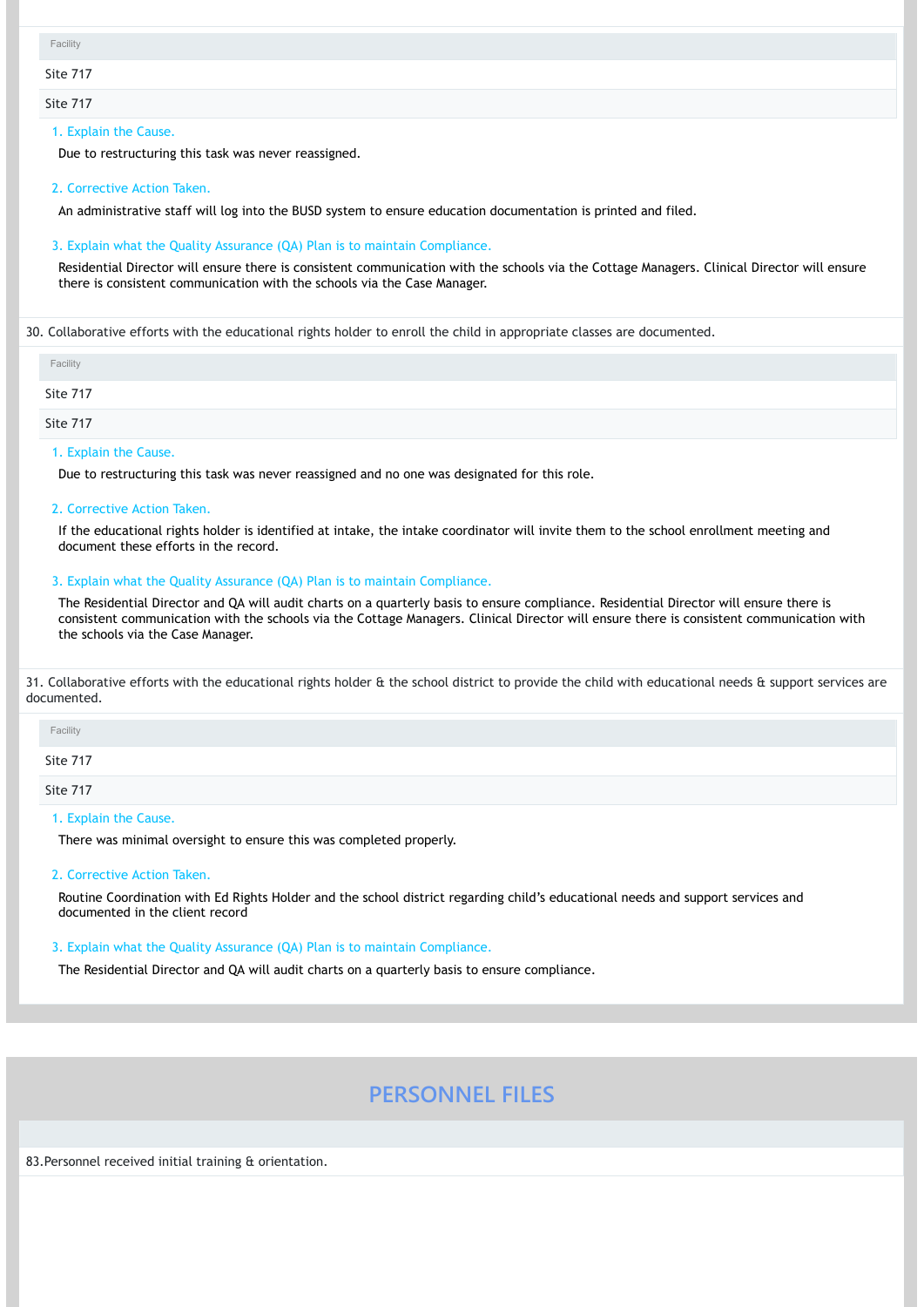| Facility |
| --- |
| Site 717 |
| Site 717 |

1. Explain the Cause.

Due to restructuring this task was never reassigned.

2. Corrective Action Taken.

An administrative staff will log into the BUSD system to ensure education documentation is printed and filed.

3. Explain what the Quality Assurance (QA) Plan is to maintain Compliance.

Residential Director will ensure there is consistent communication with the schools via the Cottage Managers. Clinical Director will ensure there is consistent communication with the schools via the Case Manager.

30. Collaborative efforts with the educational rights holder to enroll the child in appropriate classes are documented.

| Facility |
| --- |
| Site 717 |
| Site 717 |

1. Explain the Cause.

Due to restructuring this task was never reassigned and no one was designated for this role.

2. Corrective Action Taken.

If the educational rights holder is identified at intake, the intake coordinator will invite them to the school enrollment meeting and document these efforts in the record.

3. Explain what the Quality Assurance (QA) Plan is to maintain Compliance.

The Residential Director and QA will audit charts on a quarterly basis to ensure compliance. Residential Director will ensure there is consistent communication with the schools via the Cottage Managers. Clinical Director will ensure there is consistent communication with the schools via the Case Manager.

31. Collaborative efforts with the educational rights holder & the school district to provide the child with educational needs & support services are documented.

| Facility |
| --- |
| Site 717 |
| Site 717 |

1. Explain the Cause.

There was minimal oversight to ensure this was completed properly.

2. Corrective Action Taken.

Routine Coordination with Ed Rights Holder and the school district regarding child's educational needs and support services and documented in the client record

3. Explain what the Quality Assurance (QA) Plan is to maintain Compliance.

The Residential Director and QA will audit charts on a quarterly basis to ensure compliance.

## PERSONNEL FILES

83. Personnel received initial training & orientation.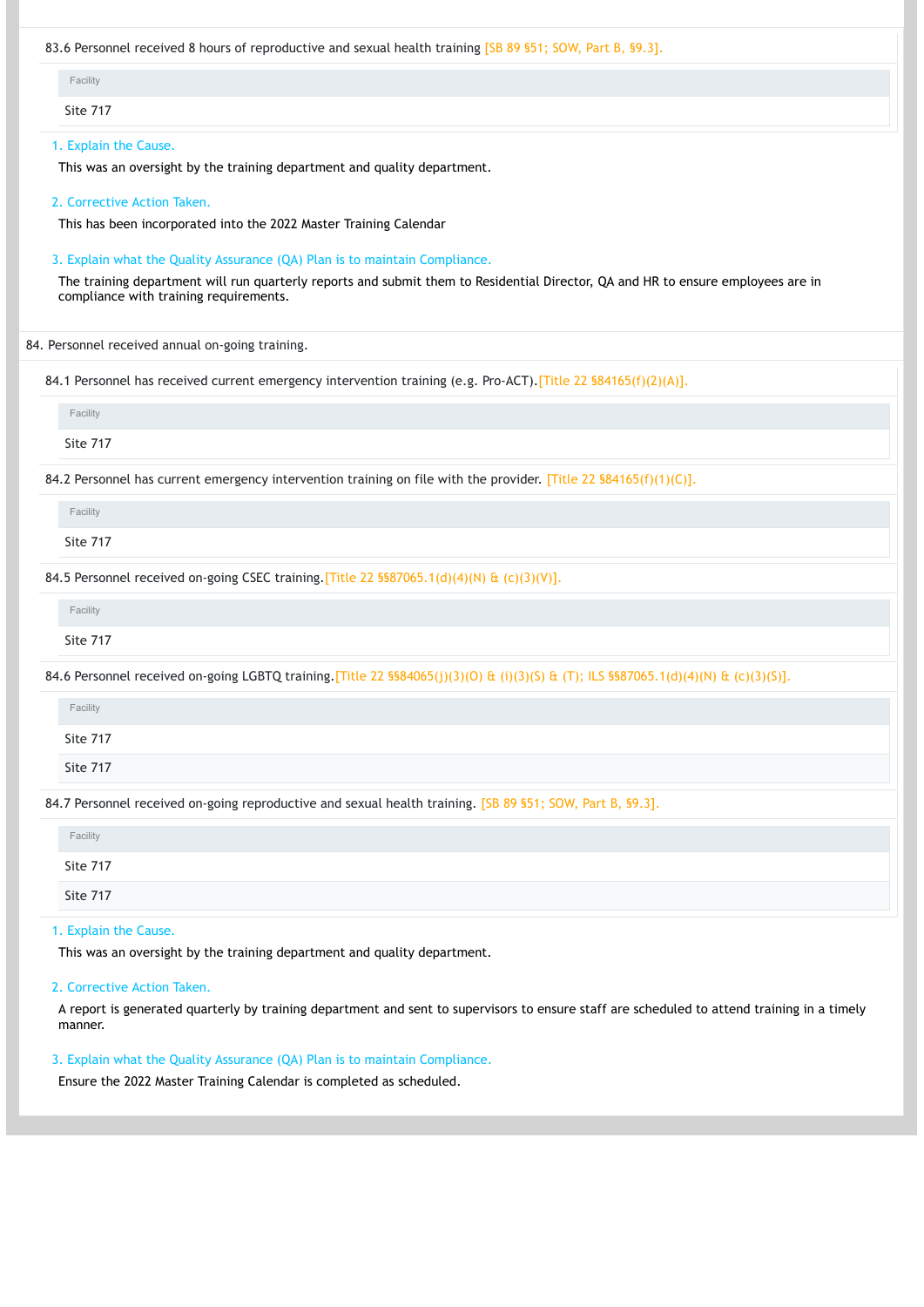83.6 Personnel received 8 hours of reproductive and sexual health training [SB 89 §51; SOW, Part B, §9.3].

| Facility |
|---|
| Site 717 |

1. Explain the Cause.

This was an oversight by the training department and quality department.

2. Corrective Action Taken.

This has been incorporated into the 2022 Master Training Calendar

3. Explain what the Quality Assurance (QA) Plan is to maintain Compliance.

The training department will run quarterly reports and submit them to Residential Director, QA and HR to ensure employees are in compliance with training requirements.

84. Personnel received annual on-going training.

84.1 Personnel has received current emergency intervention training (e.g. Pro-ACT).[Title 22 §84165(f)(2)(A)].

| Facility |
|---|
| Site 717 |

84.2 Personnel has current emergency intervention training on file with the provider. [Title 22 §84165(f)(1)(C)].

| Facility |
|---|
| Site 717 |

84.5 Personnel received on-going CSEC training.[Title 22 §§87065.1(d)(4)(N) & (c)(3)(V)].

| Facility |
|---|
| Site 717 |

84.6 Personnel received on-going LGBTQ training.[Title 22 §§84065(j)(3)(O) & (i)(3)(S) & (T); ILS §§87065.1(d)(4)(N) & (c)(3)(S)].

| Facility |
|---|
| Site 717 |
| Site 717 |

84.7 Personnel received on-going reproductive and sexual health training. [SB 89 §51; SOW, Part B, §9.3].

| Facility |
|---|
| Site 717 |
| Site 717 |

1. Explain the Cause.

This was an oversight by the training department and quality department.

2. Corrective Action Taken.

A report is generated quarterly by training department and sent to supervisors to ensure staff are scheduled to attend training in a timely manner.

3. Explain what the Quality Assurance (QA) Plan is to maintain Compliance.

Ensure the 2022 Master Training Calendar is completed as scheduled.